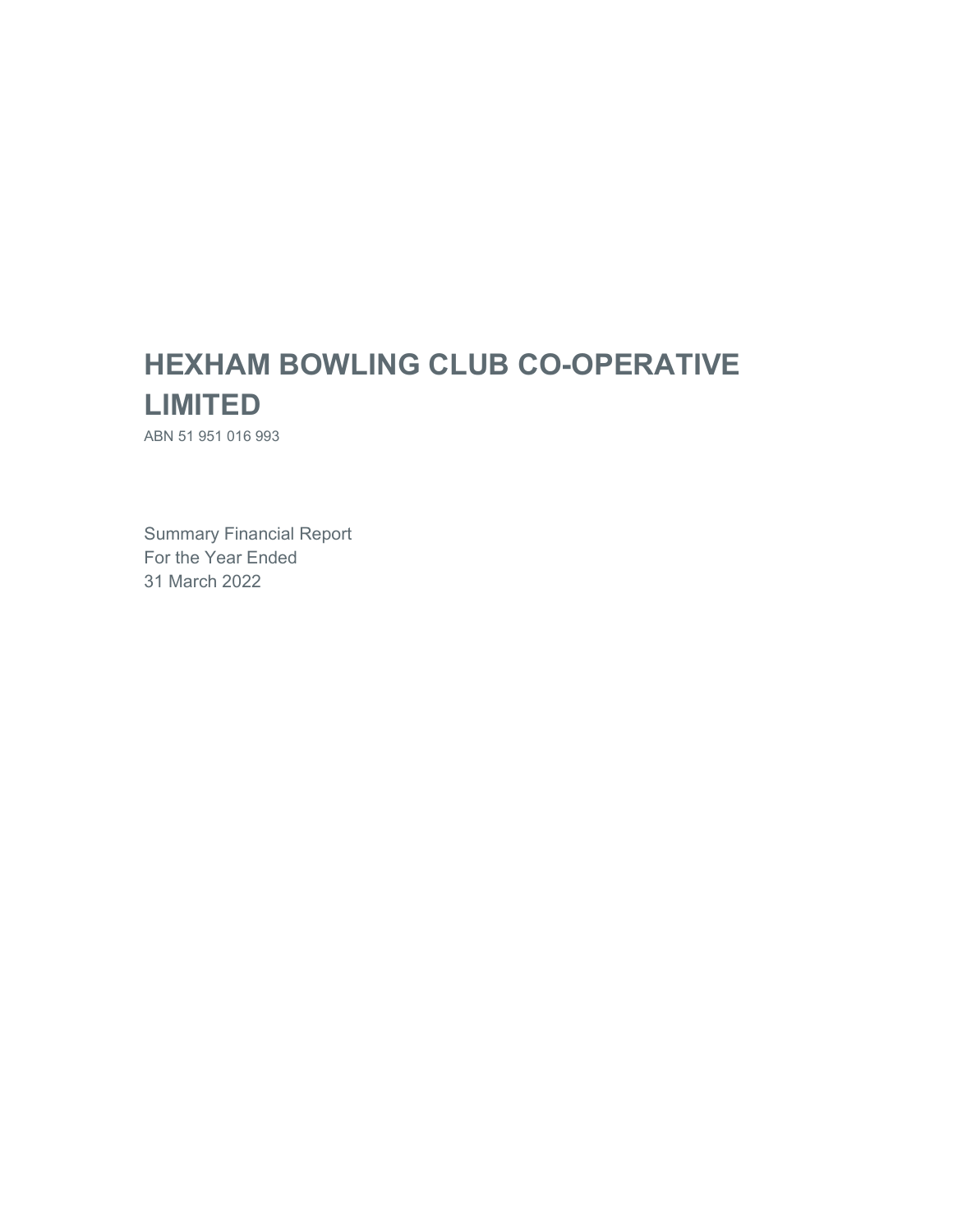# HEXHAM BOWLING CLUB CO-OPERATIVE LIMITED

ABN 51 951 016 993

Summary Financial Report
For the Year Ended
31 March 2022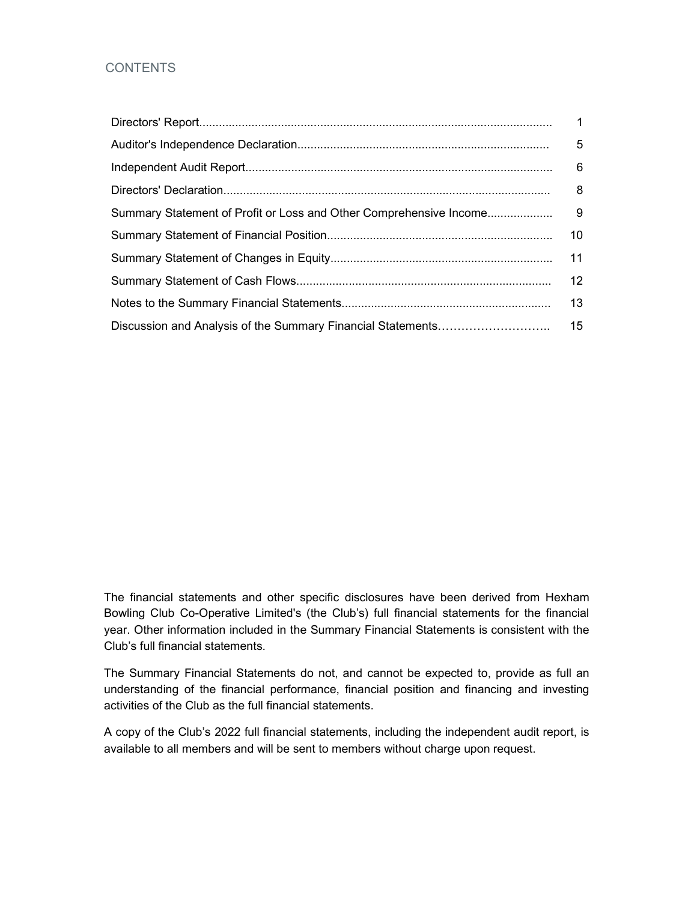## CONTENTS

| | |
|---|---|
| Directors' Report | 1 |
| Auditor's Independence Declaration | 5 |
| Independent Audit Report | 6 |
| Directors' Declaration | 8 |
| Summary Statement of Profit or Loss and Other Comprehensive Income | 9 |
| Summary Statement of Financial Position | 10 |
| Summary Statement of Changes in Equity | 11 |
| Summary Statement of Cash Flows | 12 |
| Notes to the Summary Financial Statements | 13 |
| Discussion and Analysis of the Summary Financial Statements | 15 |

The financial statements and other specific disclosures have been derived from Hexham Bowling Club Co-Operative Limited's (the Club's) full financial statements for the financial year. Other information included in the Summary Financial Statements is consistent with the Club's full financial statements.

The Summary Financial Statements do not, and cannot be expected to, provide as full an understanding of the financial performance, financial position and financing and investing activities of the Club as the full financial statements.

A copy of the Club's 2022 full financial statements, including the independent audit report, is available to all members and will be sent to members without charge upon request.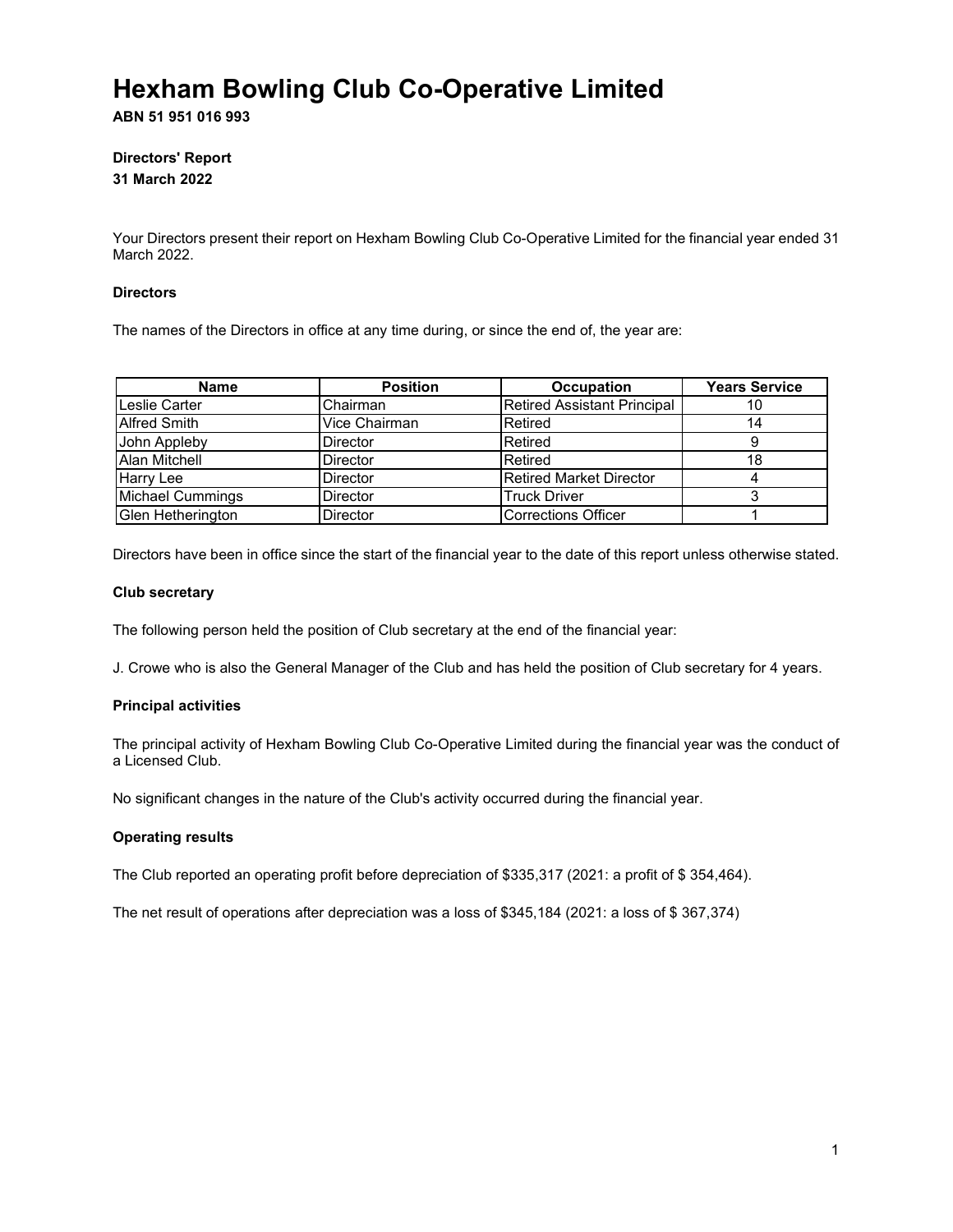# Hexham Bowling Club Co-Operative Limited

**ABN 51 951 016 993**

**Directors' Report**

**31 March 2022**

Your Directors present their report on Hexham Bowling Club Co-Operative Limited for the financial year ended 31 March 2022.

### Directors

The names of the Directors in office at any time during, or since the end of, the year are:

| Name | Position | Occupation | Years Service |
|---|---|---|---|
| Leslie Carter | Chairman | Retired Assistant Principal | 10 |
| Alfred Smith | Vice Chairman | Retired | 14 |
| John Appleby | Director | Retired | 9 |
| Alan Mitchell | Director | Retired | 18 |
| Harry Lee | Director | Retired Market Director | 4 |
| Michael Cummings | Director | Truck Driver | 3 |
| Glen Hetherington | Director | Corrections Officer | 1 |

Directors have been in office since the start of the financial year to the date of this report unless otherwise stated.

### Club secretary

The following person held the position of Club secretary at the end of the financial year:

J. Crowe who is also the General Manager of the Club and has held the position of Club secretary for 4 years.

### Principal activities

The principal activity of Hexham Bowling Club Co-Operative Limited during the financial year was the conduct of a Licensed Club.

No significant changes in the nature of the Club's activity occurred during the financial year.

### Operating results

The Club reported an operating profit before depreciation of $335,317 (2021: a profit of $ 354,464).

The net result of operations after depreciation was a loss of $345,184 (2021: a loss of $ 367,374)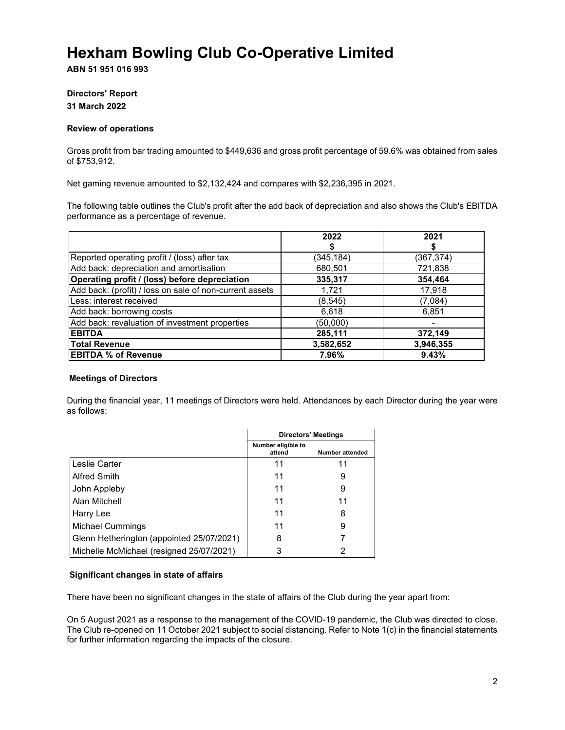# Hexham Bowling Club Co-Operative Limited

**ABN 51 951 016 993**

**Directors' Report**

**31 March 2022**

### Review of operations

Gross profit from bar trading amounted to $449,636 and gross profit percentage of 59.6% was obtained from sales of $753,912.

Net gaming revenue amounted to $2,132,424 and compares with $2,236,395 in 2021.

The following table outlines the Club's profit after the add back of depreciation and also shows the Club's EBITDA performance as a percentage of revenue.

| | 2022<br>$ | 2021<br>$ |
|---|---|---|
| Reported operating profit / (loss) after tax | (345,184) | (367,374) |
| Add back: depreciation and amortisation | 680,501 | 721,838 |
| **Operating profit / (loss) before depreciation** | **335,317** | **354,464** |
| Add back: (profit) / loss on sale of non-current assets | 1,721 | 17,918 |
| Less: interest received | (8,545) | (7,084) |
| Add back: borrowing costs | 6,618 | 6,851 |
| Add back: revaluation of investment properties | (50,000) | - |
| **EBITDA** | **285,111** | **372,149** |
| **Total Revenue** | **3,582,652** | **3,946,355** |
| **EBITDA % of Revenue** | **7.96%** | **9.43%** |

### Meetings of Directors

During the financial year, 11 meetings of Directors were held. Attendances by each Director during the year were as follows:

| | Directors' Meetings | |
|---|---|---|
| | Number eligible to attend | Number attended |
| Leslie Carter | 11 | 11 |
| Alfred Smith | 11 | 9 |
| John Appleby | 11 | 9 |
| Alan Mitchell | 11 | 11 |
| Harry Lee | 11 | 8 |
| Michael Cummings | 11 | 9 |
| Glenn Hetherington (appointed 25/07/2021) | 8 | 7 |
| Michelle McMichael (resigned 25/07/2021) | 3 | 2 |

### Significant changes in state of affairs

There have been no significant changes in the state of affairs of the Club during the year apart from:

On 5 August 2021 as a response to the management of the COVID-19 pandemic, the Club was directed to close. The Club re-opened on 11 October 2021 subject to social distancing. Refer to Note 1(c) in the financial statements for further information regarding the impacts of the closure.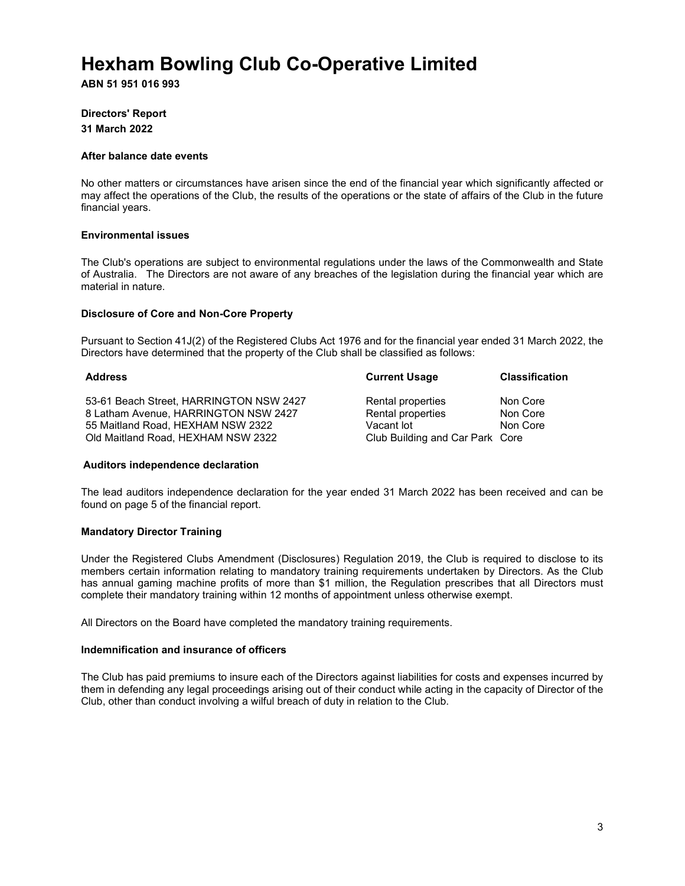# Hexham Bowling Club Co-Operative Limited

**ABN 51 951 016 993**

**Directors' Report**

**31 March 2022**

### After balance date events

No other matters or circumstances have arisen since the end of the financial year which significantly affected or may affect the operations of the Club, the results of the operations or the state of affairs of the Club in the future financial years.

### Environmental issues

The Club's operations are subject to environmental regulations under the laws of the Commonwealth and State of Australia. The Directors are not aware of any breaches of the legislation during the financial year which are material in nature.

### Disclosure of Core and Non-Core Property

Pursuant to Section 41J(2) of the Registered Clubs Act 1976 and for the financial year ended 31 March 2022, the Directors have determined that the property of the Club shall be classified as follows:

| Address | Current Usage | Classification |
| --- | --- | --- |
| 53-61 Beach Street, HARRINGTON NSW 2427 | Rental properties | Non Core |
| 8 Latham Avenue, HARRINGTON NSW 2427 | Rental properties | Non Core |
| 55 Maitland Road, HEXHAM NSW 2322 | Vacant lot | Non Core |
| Old Maitland Road, HEXHAM NSW 2322 | Club Building and Car Park | Core |

### Auditors independence declaration

The lead auditors independence declaration for the year ended 31 March 2022 has been received and can be found on page 5 of the financial report.

### Mandatory Director Training

Under the Registered Clubs Amendment (Disclosures) Regulation 2019, the Club is required to disclose to its members certain information relating to mandatory training requirements undertaken by Directors. As the Club has annual gaming machine profits of more than $1 million, the Regulation prescribes that all Directors must complete their mandatory training within 12 months of appointment unless otherwise exempt.

All Directors on the Board have completed the mandatory training requirements.

### Indemnification and insurance of officers

The Club has paid premiums to insure each of the Directors against liabilities for costs and expenses incurred by them in defending any legal proceedings arising out of their conduct while acting in the capacity of Director of the Club, other than conduct involving a wilful breach of duty in relation to the Club.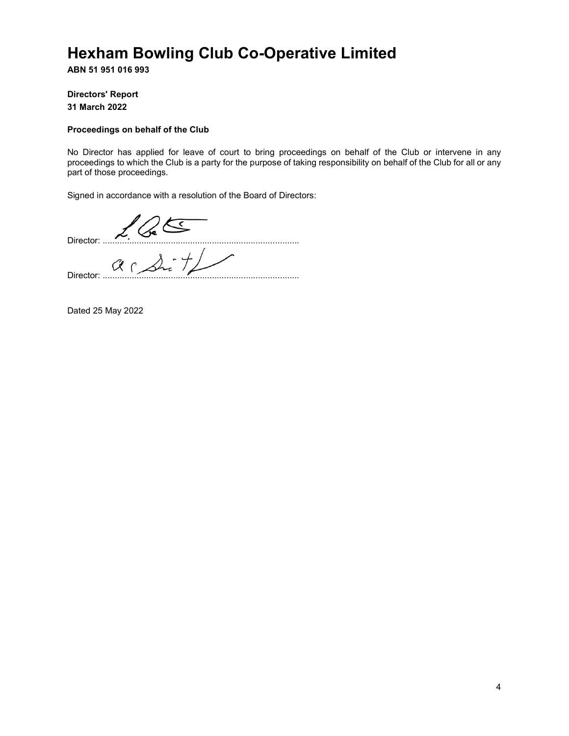# Hexham Bowling Club Co-Operative Limited

**ABN 51 951 016 993**

**Directors' Report**

**31 March 2022**

**Proceedings on behalf of the Club**

No Director has applied for leave of court to bring proceedings on behalf of the Club or intervene in any proceedings to which the Club is a party for the purpose of taking responsibility on behalf of the Club for all or any part of those proceedings.

Signed in accordance with a resolution of the Board of Directors:

Director: ................................................................................

Director: ................................................................................

Dated 25 May 2022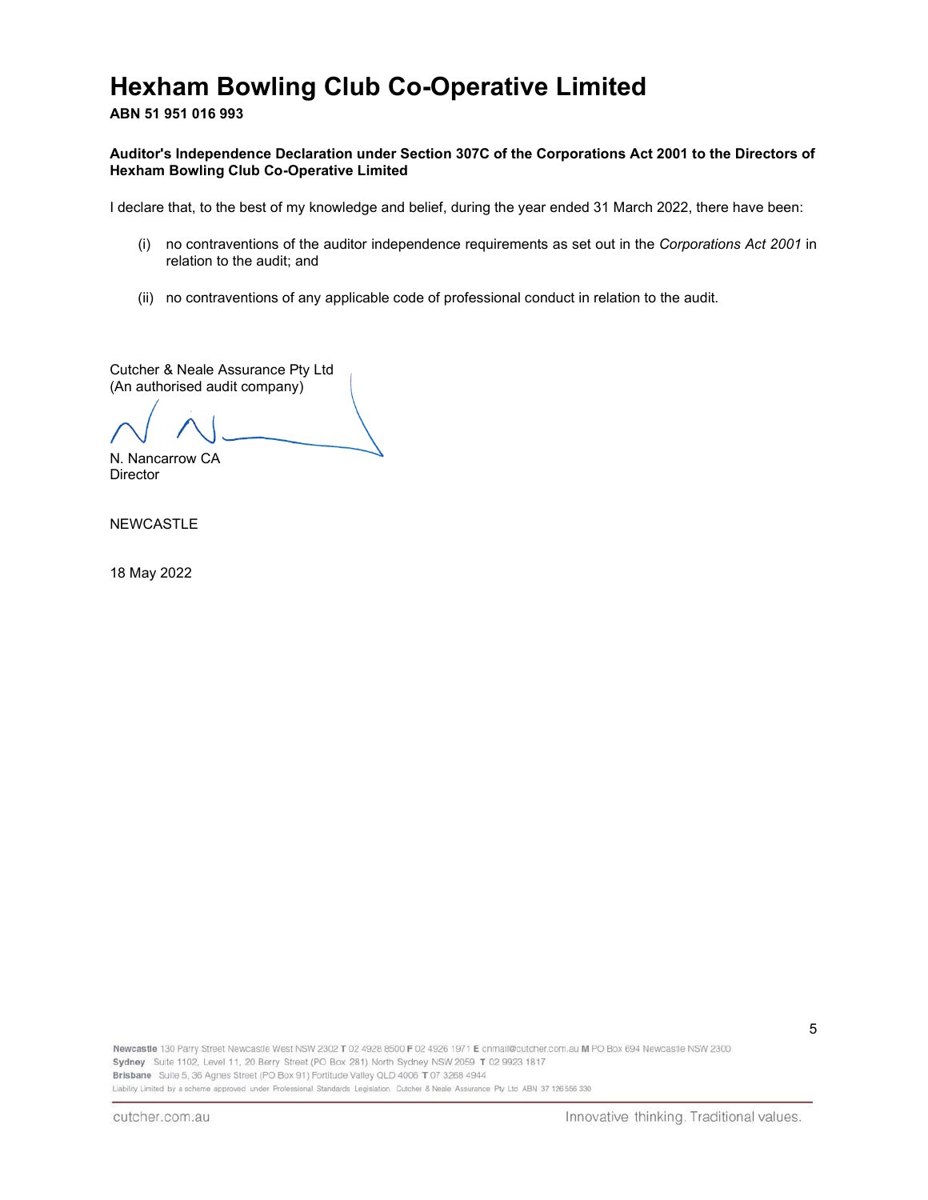# Hexham Bowling Club Co-Operative Limited

**ABN 51 951 016 993**

**Auditor's Independence Declaration under Section 307C of the Corporations Act 2001 to the Directors of Hexham Bowling Club Co-Operative Limited**

I declare that, to the best of my knowledge and belief, during the year ended 31 March 2022, there have been:

(i) no contraventions of the auditor independence requirements as set out in the *Corporations Act 2001* in relation to the audit; and

(ii) no contraventions of any applicable code of professional conduct in relation to the audit.

Cutcher & Neale Assurance Pty Ltd
(An authorised audit company)

N. Nancarrow CA
Director

NEWCASTLE

18 May 2022

**Newcastle** 130 Parry Street Newcastle West NSW 2302 **T** 02 4928 8500 **F** 02 4926 1971 **E** cnmail@cutcher.com.au **M** PO Box 694 Newcastle NSW 2300
**Sydney** Suite 1102, Level 11, 20 Berry Street (PO Box 281) North Sydney NSW 2059 **T** 02 9923 1817
**Brisbane** Suite 5, 36 Agnes Street (PO Box 91) Fortitude Valley QLD 4006 **T** 07 3268 4944
Liability Limited by a scheme approved under Professional Standards Legislation. Cutcher & Neale Assurance Pty Ltd ABN 37 126 556 330

cutcher.com.au

Innovative thinking. Traditional values.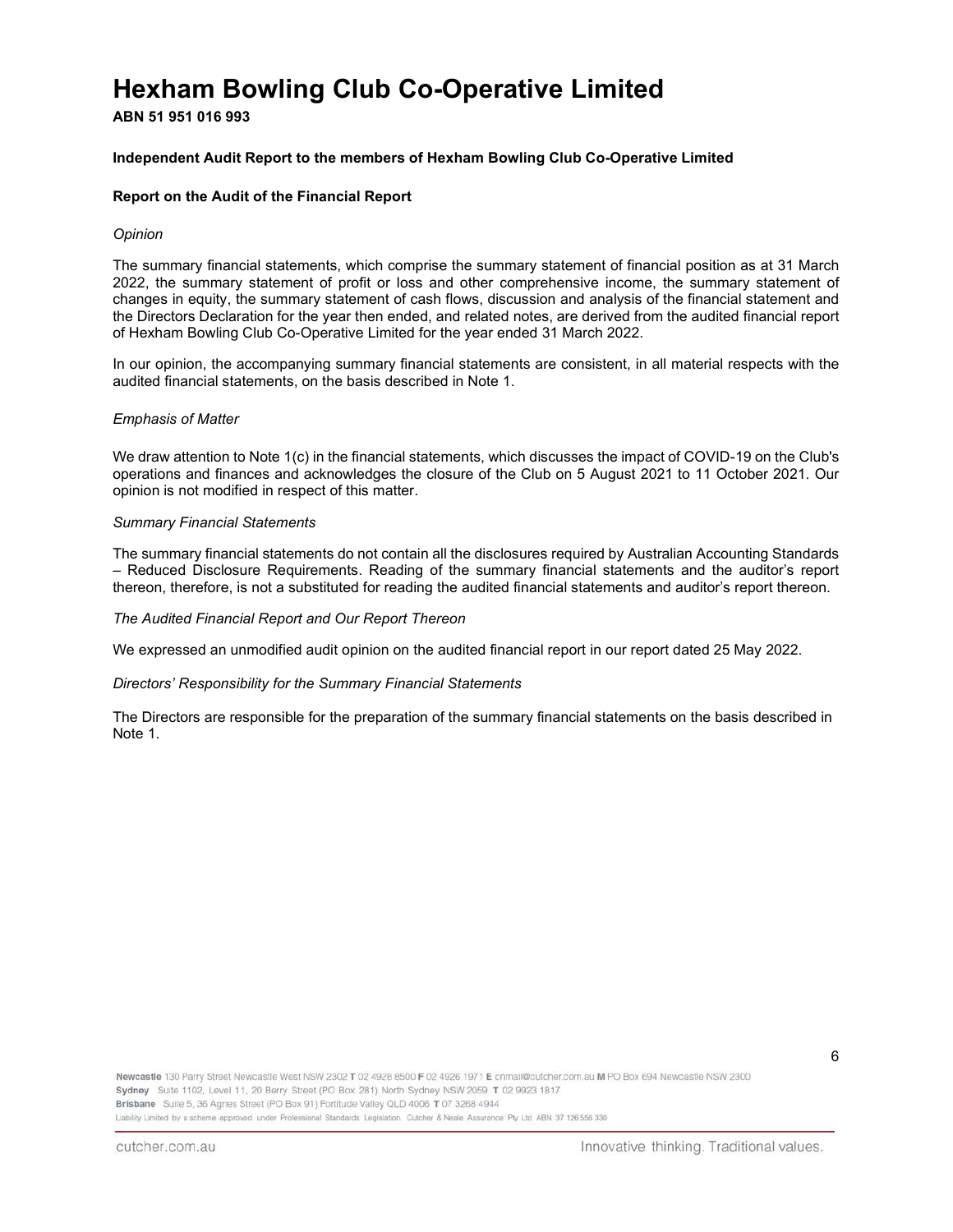# Hexham Bowling Club Co-Operative Limited

**ABN 51 951 016 993**

**Independent Audit Report to the members of Hexham Bowling Club Co-Operative Limited**

**Report on the Audit of the Financial Report**

*Opinion*

The summary financial statements, which comprise the summary statement of financial position as at 31 March 2022, the summary statement of profit or loss and other comprehensive income, the summary statement of changes in equity, the summary statement of cash flows, discussion and analysis of the financial statement and the Directors Declaration for the year then ended, and related notes, are derived from the audited financial report of Hexham Bowling Club Co-Operative Limited for the year ended 31 March 2022.

In our opinion, the accompanying summary financial statements are consistent, in all material respects with the audited financial statements, on the basis described in Note 1.

*Emphasis of Matter*

We draw attention to Note 1(c) in the financial statements, which discusses the impact of COVID-19 on the Club's operations and finances and acknowledges the closure of the Club on 5 August 2021 to 11 October 2021. Our opinion is not modified in respect of this matter.

*Summary Financial Statements*

The summary financial statements do not contain all the disclosures required by Australian Accounting Standards – Reduced Disclosure Requirements. Reading of the summary financial statements and the auditor's report thereon, therefore, is not a substituted for reading the audited financial statements and auditor's report thereon.

*The Audited Financial Report and Our Report Thereon*

We expressed an unmodified audit opinion on the audited financial report in our report dated 25 May 2022.

*Directors' Responsibility for the Summary Financial Statements*

The Directors are responsible for the preparation of the summary financial statements on the basis described in Note 1.

**Newcastle** 130 Parry Street Newcastle West NSW 2302 **T** 02 4928 8500 **F** 02 4926 1971 **E** cnmail@cutcher.com.au **M** PO Box 694 Newcastle NSW 2300
**Sydney** Suite 1102, Level 11, 20 Berry Street (PO Box 281) North Sydney NSW 2059 **T** 02 9923 1817
**Brisbane** Suite 5, 36 Agnes Street (PO Box 91) Fortitude Valley QLD 4006 **T** 07 3268 4944
Liability Limited by a scheme approved under Professional Standards Legislation. Cutcher & Neale Assurance Pty Ltd ABN 37 126 556 330

cutcher.com.au

Innovative thinking. Traditional values.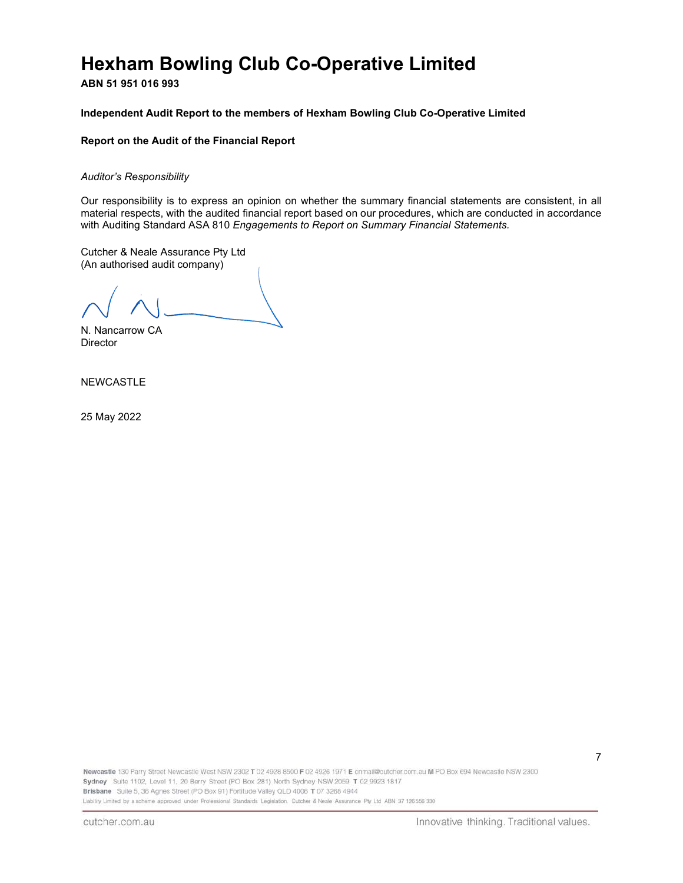# Hexham Bowling Club Co-Operative Limited

**ABN 51 951 016 993**

**Independent Audit Report to the members of Hexham Bowling Club Co-Operative Limited**

**Report on the Audit of the Financial Report**

*Auditor's Responsibility*

Our responsibility is to express an opinion on whether the summary financial statements are consistent, in all material respects, with the audited financial report based on our procedures, which are conducted in accordance with Auditing Standard ASA 810 *Engagements to Report on Summary Financial Statements.*

Cutcher & Neale Assurance Pty Ltd
(An authorised audit company)

N. Nancarrow CA
Director

NEWCASTLE

25 May 2022

**Newcastle** 130 Parry Street Newcastle West NSW 2302 **T** 02 4928 8500 **F** 02 4926 1971 **E** cnmail@cutcher.com.au **M** PO Box 694 Newcastle NSW 2300
**Sydney** Suite 1102, Level 11, 20 Berry Street (PO Box 281) North Sydney NSW 2059 **T** 02 9923 1817
**Brisbane** Suite 5, 36 Agnes Street (PO Box 91) Fortitude Valley QLD 4006 **T** 07 3268 4944
Liability Limited by a scheme approved under Professional Standards Legislation. Cutcher & Neale Assurance Pty Ltd ABN 37 126 556 330

cutcher.com.au — Innovative thinking. Traditional values.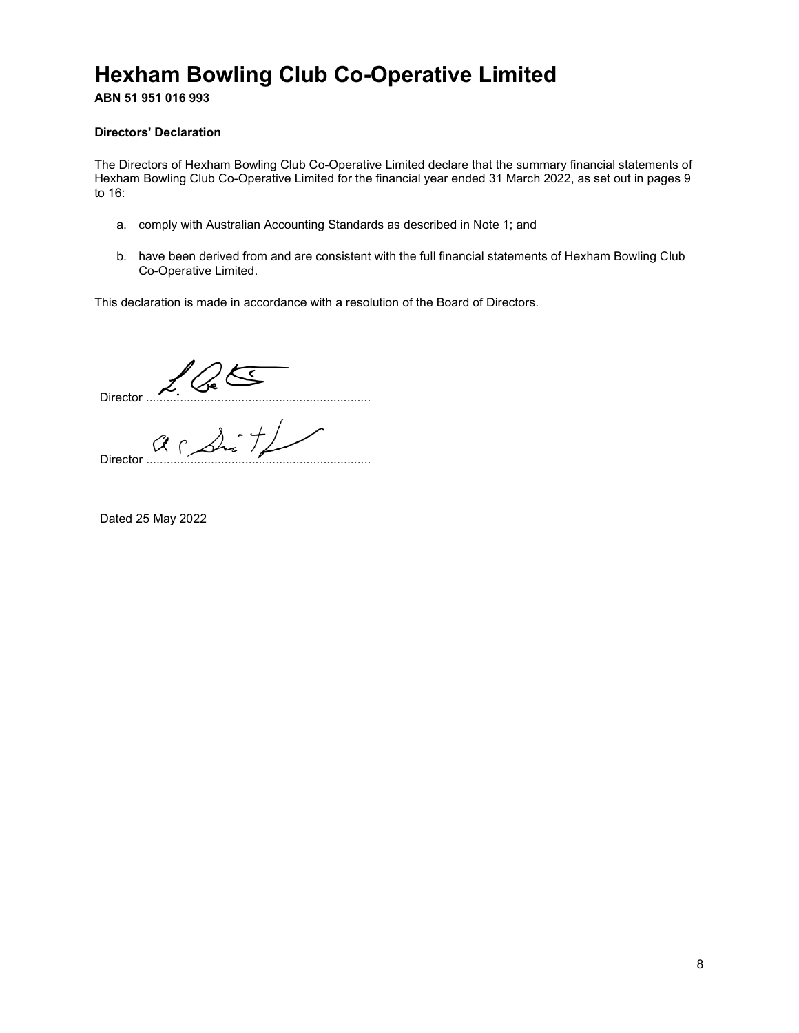# Hexham Bowling Club Co-Operative Limited

**ABN 51 951 016 993**

### Directors' Declaration

The Directors of Hexham Bowling Club Co-Operative Limited declare that the summary financial statements of Hexham Bowling Club Co-Operative Limited for the financial year ended 31 March 2022, as set out in pages 9 to 16:

a. comply with Australian Accounting Standards as described in Note 1; and

b. have been derived from and are consistent with the full financial statements of Hexham Bowling Club Co-Operative Limited.

This declaration is made in accordance with a resolution of the Board of Directors.

Director ..................................................................

Director ..................................................................

Dated 25 May 2022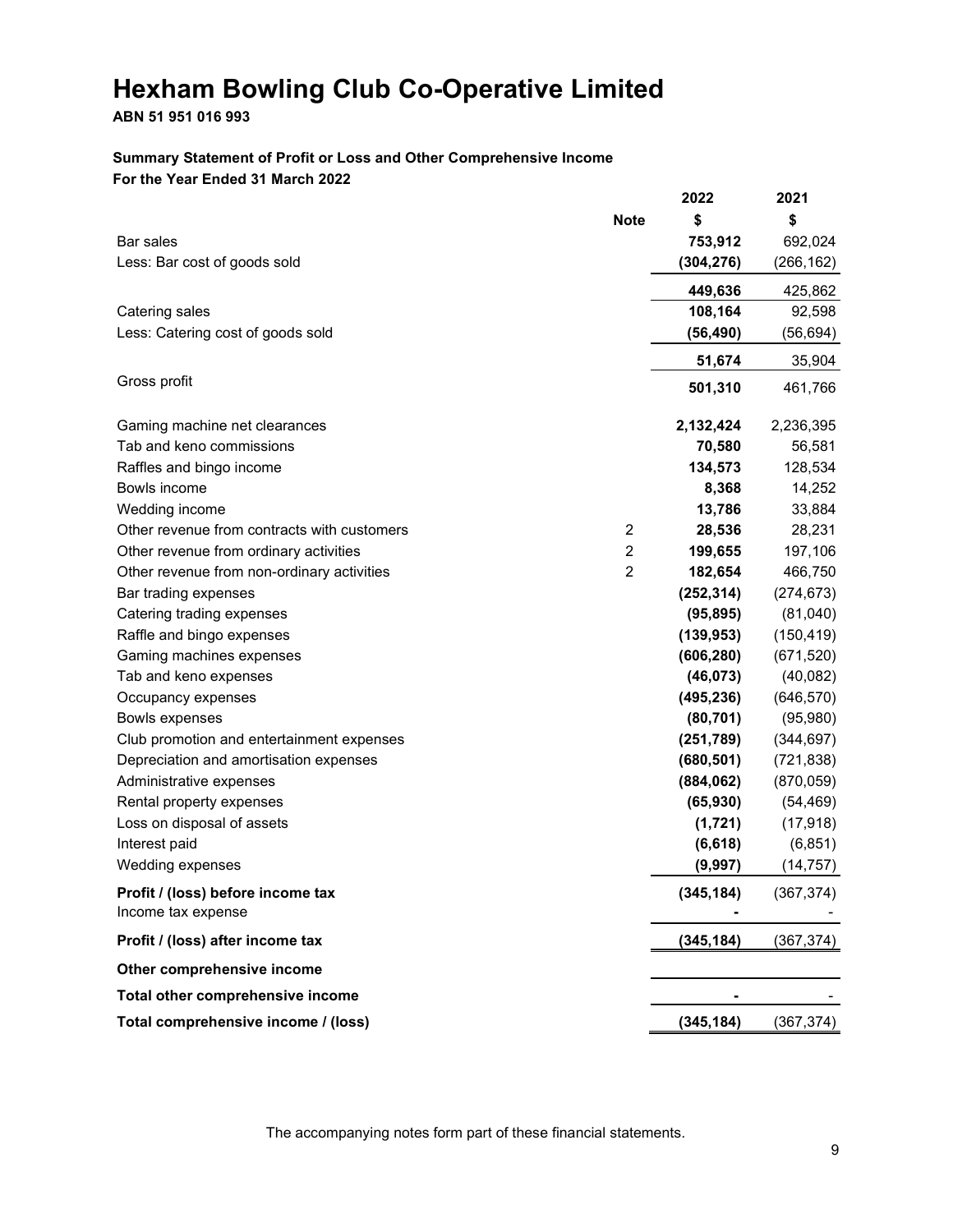# Hexham Bowling Club Co-Operative Limited

**ABN 51 951 016 993**

**Summary Statement of Profit or Loss and Other Comprehensive Income**
**For the Year Ended 31 March 2022**

| | Note | 2022 $ | 2021 $ |
|---|---|---|---|
| Bar sales | | **753,912** | 692,024 |
| Less: Bar cost of goods sold | | **(304,276)** | (266,162) |
| | | **449,636** | 425,862 |
| Catering sales | | **108,164** | 92,598 |
| Less: Catering cost of goods sold | | **(56,490)** | (56,694) |
| | | **51,674** | 35,904 |
| Gross profit | | **501,310** | 461,766 |
| Gaming machine net clearances | | **2,132,424** | 2,236,395 |
| Tab and keno commissions | | **70,580** | 56,581 |
| Raffles and bingo income | | **134,573** | 128,534 |
| Bowls income | | **8,368** | 14,252 |
| Wedding income | | **13,786** | 33,884 |
| Other revenue from contracts with customers | 2 | **28,536** | 28,231 |
| Other revenue from ordinary activities | 2 | **199,655** | 197,106 |
| Other revenue from non-ordinary activities | 2 | **182,654** | 466,750 |
| Bar trading expenses | | **(252,314)** | (274,673) |
| Catering trading expenses | | **(95,895)** | (81,040) |
| Raffle and bingo expenses | | **(139,953)** | (150,419) |
| Gaming machines expenses | | **(606,280)** | (671,520) |
| Tab and keno expenses | | **(46,073)** | (40,082) |
| Occupancy expenses | | **(495,236)** | (646,570) |
| Bowls expenses | | **(80,701)** | (95,980) |
| Club promotion and entertainment expenses | | **(251,789)** | (344,697) |
| Depreciation and amortisation expenses | | **(680,501)** | (721,838) |
| Administrative expenses | | **(884,062)** | (870,059) |
| Rental property expenses | | **(65,930)** | (54,469) |
| Loss on disposal of assets | | **(1,721)** | (17,918) |
| Interest paid | | **(6,618)** | (6,851) |
| Wedding expenses | | **(9,997)** | (14,757) |
| **Profit / (loss) before income tax** | | **(345,184)** | (367,374) |
| Income tax expense | | **-** | - |
| **Profit / (loss) after income tax** | | **(345,184)** | (367,374) |
| **Other comprehensive income** | | | |
| **Total other comprehensive income** | | **-** | - |
| **Total comprehensive income / (loss)** | | **(345,184)** | (367,374) |

The accompanying notes form part of these financial statements.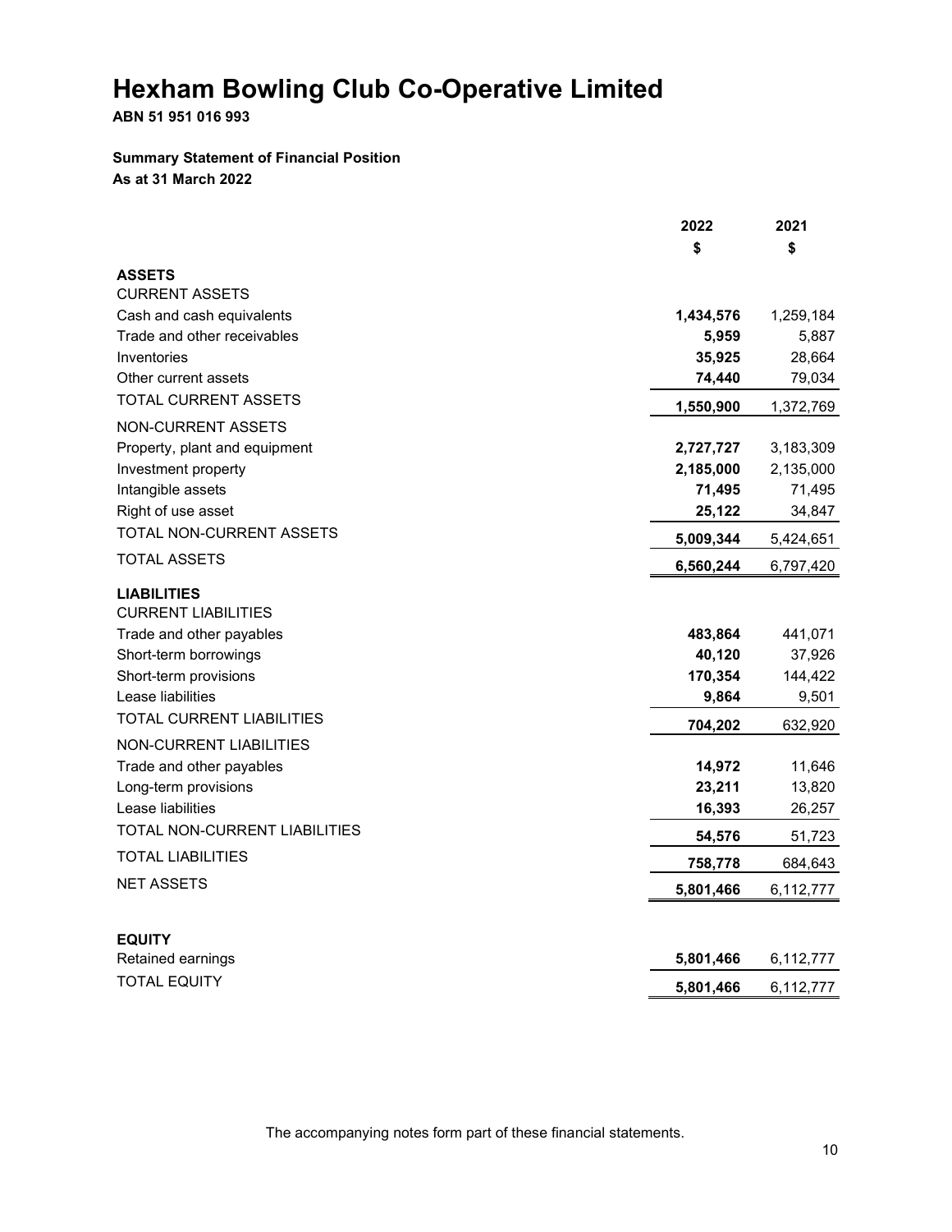# Hexham Bowling Club Co-Operative Limited

**ABN 51 951 016 993**

**Summary Statement of Financial Position**
**As at 31 March 2022**

| | 2022 | 2021 |
|---|---|---|
| | $ | $ |
| **ASSETS** | | |
| CURRENT ASSETS | | |
| Cash and cash equivalents | **1,434,576** | 1,259,184 |
| Trade and other receivables | **5,959** | 5,887 |
| Inventories | **35,925** | 28,664 |
| Other current assets | **74,440** | 79,034 |
| TOTAL CURRENT ASSETS | **1,550,900** | 1,372,769 |
| NON-CURRENT ASSETS | | |
| Property, plant and equipment | **2,727,727** | 3,183,309 |
| Investment property | **2,185,000** | 2,135,000 |
| Intangible assets | **71,495** | 71,495 |
| Right of use asset | **25,122** | 34,847 |
| TOTAL NON-CURRENT ASSETS | **5,009,344** | 5,424,651 |
| TOTAL ASSETS | **6,560,244** | 6,797,420 |
| **LIABILITIES** | | |
| CURRENT LIABILITIES | | |
| Trade and other payables | **483,864** | 441,071 |
| Short-term borrowings | **40,120** | 37,926 |
| Short-term provisions | **170,354** | 144,422 |
| Lease liabilities | **9,864** | 9,501 |
| TOTAL CURRENT LIABILITIES | **704,202** | 632,920 |
| NON-CURRENT LIABILITIES | | |
| Trade and other payables | **14,972** | 11,646 |
| Long-term provisions | **23,211** | 13,820 |
| Lease liabilities | **16,393** | 26,257 |
| TOTAL NON-CURRENT LIABILITIES | **54,576** | 51,723 |
| TOTAL LIABILITIES | **758,778** | 684,643 |
| NET ASSETS | **5,801,466** | 6,112,777 |
| **EQUITY** | | |
| Retained earnings | **5,801,466** | 6,112,777 |
| TOTAL EQUITY | **5,801,466** | 6,112,777 |

The accompanying notes form part of these financial statements.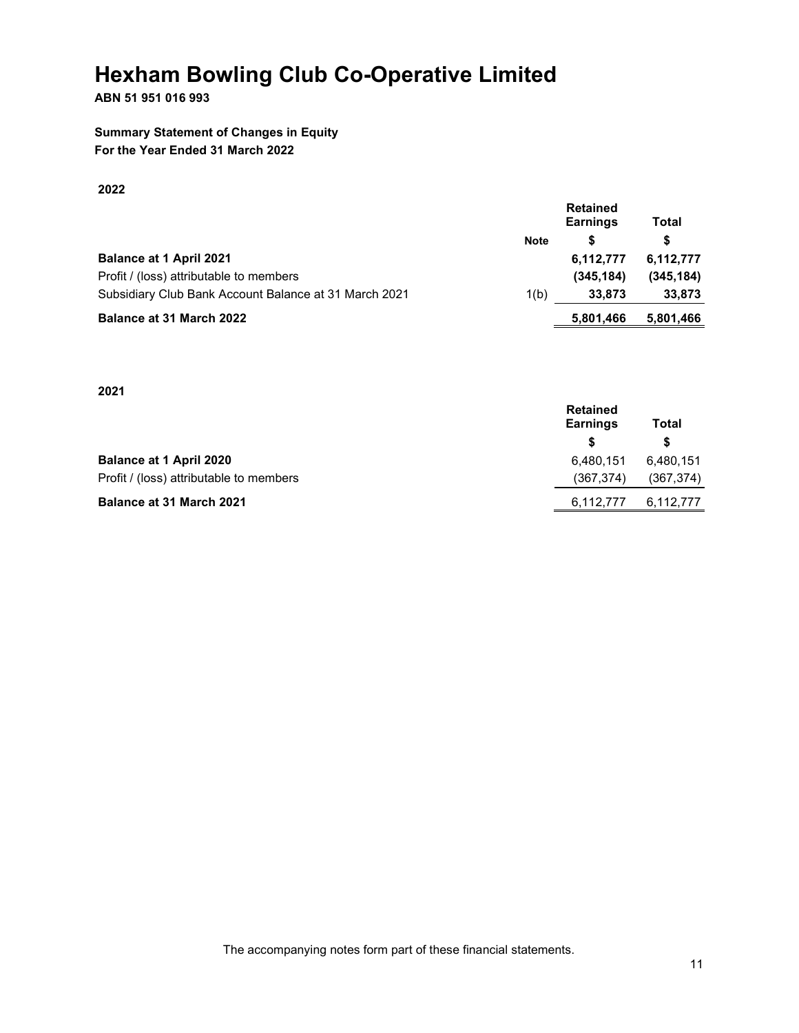# Hexham Bowling Club Co-Operative Limited

**ABN 51 951 016 993**

**Summary Statement of Changes in Equity**
**For the Year Ended 31 March 2022**

**2022**

| | Note | Retained Earnings | Total |
|---|---|---|---|
| | | $ | $ |
| **Balance at 1 April 2021** | | **6,112,777** | **6,112,777** |
| Profit / (loss) attributable to members | | **(345,184)** | **(345,184)** |
| Subsidiary Club Bank Account Balance at 31 March 2021 | 1(b) | **33,873** | **33,873** |
| **Balance at 31 March 2022** | | **5,801,466** | **5,801,466** |

**2021**

| | Retained Earnings | Total |
|---|---|---|
| | $ | $ |
| **Balance at 1 April 2020** | 6,480,151 | 6,480,151 |
| Profit / (loss) attributable to members | (367,374) | (367,374) |
| **Balance at 31 March 2021** | 6,112,777 | 6,112,777 |

The accompanying notes form part of these financial statements.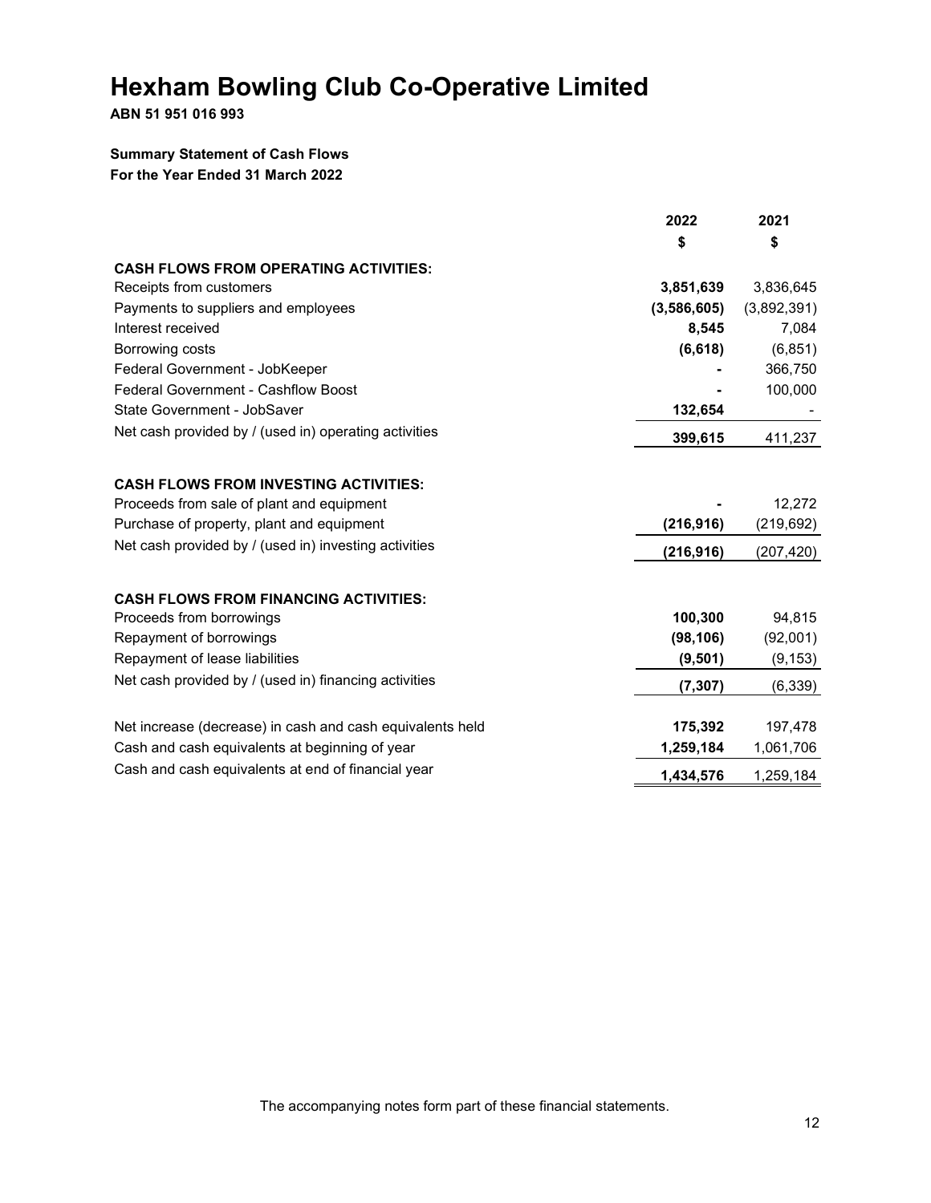# Hexham Bowling Club Co-Operative Limited

**ABN 51 951 016 993**

**Summary Statement of Cash Flows**
**For the Year Ended 31 March 2022**

| | 2022 | 2021 |
|---|---|---|
| | $ | $ |
| **CASH FLOWS FROM OPERATING ACTIVITIES:** | | |
| Receipts from customers | **3,851,639** | 3,836,645 |
| Payments to suppliers and employees | **(3,586,605)** | (3,892,391) |
| Interest received | **8,545** | 7,084 |
| Borrowing costs | **(6,618)** | (6,851) |
| Federal Government - JobKeeper | **-** | 366,750 |
| Federal Government - Cashflow Boost | **-** | 100,000 |
| State Government - JobSaver | **132,654** | - |
| Net cash provided by / (used in) operating activities | **399,615** | 411,237 |
| **CASH FLOWS FROM INVESTING ACTIVITIES:** | | |
| Proceeds from sale of plant and equipment | **-** | 12,272 |
| Purchase of property, plant and equipment | **(216,916)** | (219,692) |
| Net cash provided by / (used in) investing activities | **(216,916)** | (207,420) |
| **CASH FLOWS FROM FINANCING ACTIVITIES:** | | |
| Proceeds from borrowings | **100,300** | 94,815 |
| Repayment of borrowings | **(98,106)** | (92,001) |
| Repayment of lease liabilities | **(9,501)** | (9,153) |
| Net cash provided by / (used in) financing activities | **(7,307)** | (6,339) |
| Net increase (decrease) in cash and cash equivalents held | **175,392** | 197,478 |
| Cash and cash equivalents at beginning of year | **1,259,184** | 1,061,706 |
| Cash and cash equivalents at end of financial year | **1,434,576** | 1,259,184 |

The accompanying notes form part of these financial statements.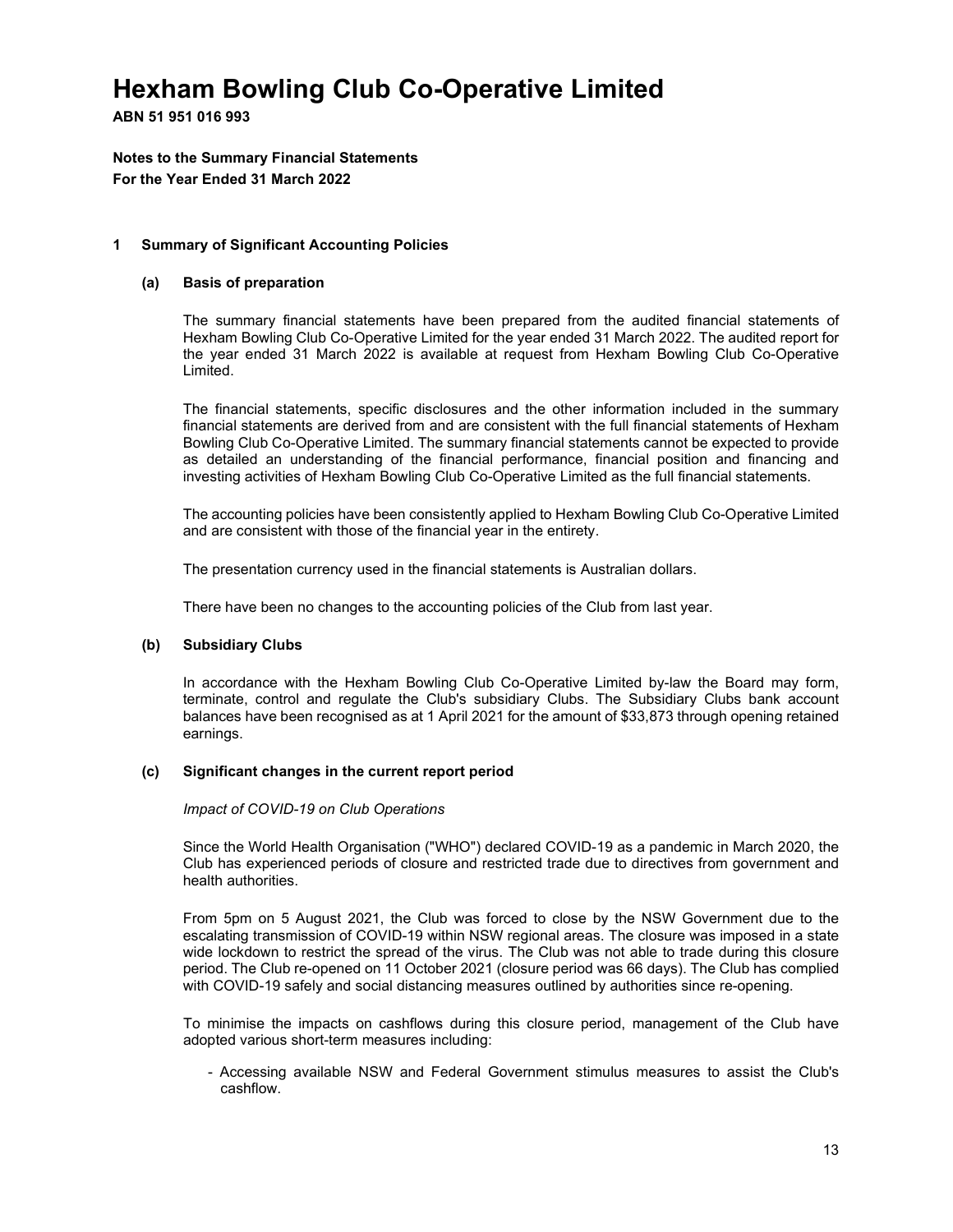# Hexham Bowling Club Co-Operative Limited

**ABN 51 951 016 993**

**Notes to the Summary Financial Statements**
**For the Year Ended 31 March 2022**

## 1 Summary of Significant Accounting Policies

### (a) Basis of preparation

The summary financial statements have been prepared from the audited financial statements of Hexham Bowling Club Co-Operative Limited for the year ended 31 March 2022. The audited report for the year ended 31 March 2022 is available at request from Hexham Bowling Club Co-Operative Limited.

The financial statements, specific disclosures and the other information included in the summary financial statements are derived from and are consistent with the full financial statements of Hexham Bowling Club Co-Operative Limited. The summary financial statements cannot be expected to provide as detailed an understanding of the financial performance, financial position and financing and investing activities of Hexham Bowling Club Co-Operative Limited as the full financial statements.

The accounting policies have been consistently applied to Hexham Bowling Club Co-Operative Limited and are consistent with those of the financial year in the entirety.

The presentation currency used in the financial statements is Australian dollars.

There have been no changes to the accounting policies of the Club from last year.

### (b) Subsidiary Clubs

In accordance with the Hexham Bowling Club Co-Operative Limited by-law the Board may form, terminate, control and regulate the Club's subsidiary Clubs. The Subsidiary Clubs bank account balances have been recognised as at 1 April 2021 for the amount of $33,873 through opening retained earnings.

### (c) Significant changes in the current report period

*Impact of COVID-19 on Club Operations*

Since the World Health Organisation ("WHO") declared COVID-19 as a pandemic in March 2020, the Club has experienced periods of closure and restricted trade due to directives from government and health authorities.

From 5pm on 5 August 2021, the Club was forced to close by the NSW Government due to the escalating transmission of COVID-19 within NSW regional areas. The closure was imposed in a state wide lockdown to restrict the spread of the virus. The Club was not able to trade during this closure period. The Club re-opened on 11 October 2021 (closure period was 66 days). The Club has complied with COVID-19 safely and social distancing measures outlined by authorities since re-opening.

To minimise the impacts on cashflows during this closure period, management of the Club have adopted various short-term measures including:

- Accessing available NSW and Federal Government stimulus measures to assist the Club's cashflow.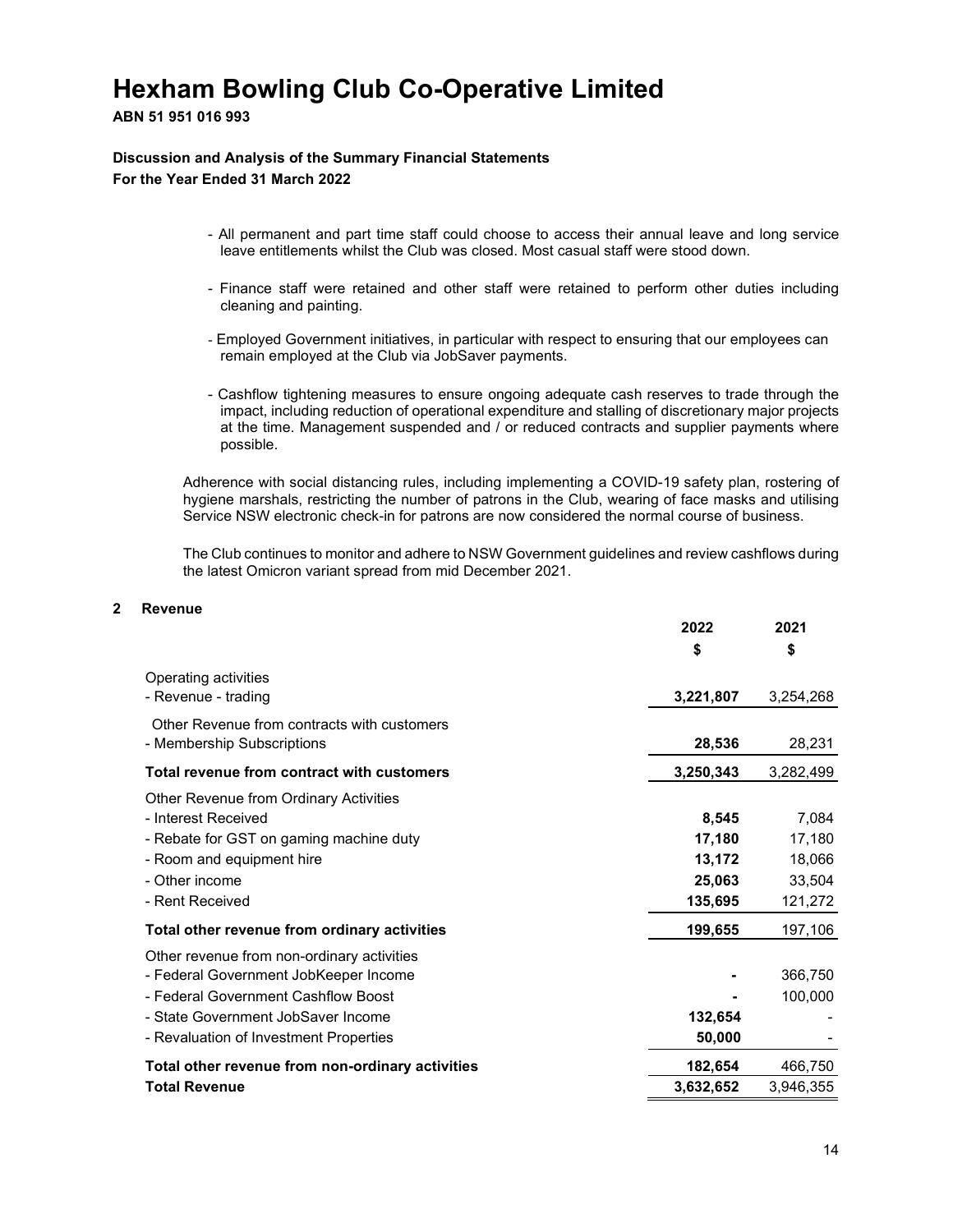# Hexham Bowling Club Co-Operative Limited

**ABN 51 951 016 993**

**Discussion and Analysis of the Summary Financial Statements**
**For the Year Ended 31 March 2022**

- All permanent and part time staff could choose to access their annual leave and long service leave entitlements whilst the Club was closed. Most casual staff were stood down.
- Finance staff were retained and other staff were retained to perform other duties including cleaning and painting.
- Employed Government initiatives, in particular with respect to ensuring that our employees can remain employed at the Club via JobSaver payments.
- Cashflow tightening measures to ensure ongoing adequate cash reserves to trade through the impact, including reduction of operational expenditure and stalling of discretionary major projects at the time. Management suspended and / or reduced contracts and supplier payments where possible.

Adherence with social distancing rules, including implementing a COVID-19 safety plan, rostering of hygiene marshals, restricting the number of patrons in the Club, wearing of face masks and utilising Service NSW electronic check-in for patrons are now considered the normal course of business.

The Club continues to monitor and adhere to NSW Government guidelines and review cashflows during the latest Omicron variant spread from mid December 2021.

## 2 Revenue

| | 2022 | 2021 |
|---|---|---|
| | $ | $ |
| Operating activities | | |
| - Revenue - trading | **3,221,807** | 3,254,268 |
| Other Revenue from contracts with customers | | |
| - Membership Subscriptions | **28,536** | 28,231 |
| **Total revenue from contract with customers** | **3,250,343** | 3,282,499 |
| Other Revenue from Ordinary Activities | | |
| - Interest Received | **8,545** | 7,084 |
| - Rebate for GST on gaming machine duty | **17,180** | 17,180 |
| - Room and equipment hire | **13,172** | 18,066 |
| - Other income | **25,063** | 33,504 |
| - Rent Received | **135,695** | 121,272 |
| **Total other revenue from ordinary activities** | **199,655** | 197,106 |
| Other revenue from non-ordinary activities | | |
| - Federal Government JobKeeper Income | **-** | 366,750 |
| - Federal Government Cashflow Boost | **-** | 100,000 |
| - State Government JobSaver Income | **132,654** | - |
| - Revaluation of Investment Properties | **50,000** | - |
| **Total other revenue from non-ordinary activities** | **182,654** | 466,750 |
| **Total Revenue** | **3,632,652** | 3,946,355 |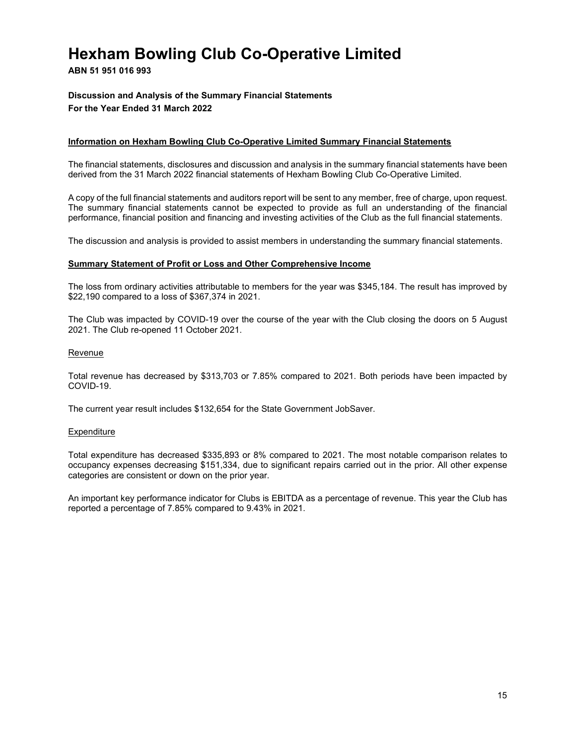# Hexham Bowling Club Co-Operative Limited

**ABN 51 951 016 993**

**Discussion and Analysis of the Summary Financial Statements**
**For the Year Ended 31 March 2022**

**Information on Hexham Bowling Club Co-Operative Limited Summary Financial Statements**

The financial statements, disclosures and discussion and analysis in the summary financial statements have been derived from the 31 March 2022 financial statements of Hexham Bowling Club Co-Operative Limited.

A copy of the full financial statements and auditors report will be sent to any member, free of charge, upon request. The summary financial statements cannot be expected to provide as full an understanding of the financial performance, financial position and financing and investing activities of the Club as the full financial statements.

The discussion and analysis is provided to assist members in understanding the summary financial statements.

**Summary Statement of Profit or Loss and Other Comprehensive Income**

The loss from ordinary activities attributable to members for the year was $345,184. The result has improved by $22,190 compared to a loss of $367,374 in 2021.

The Club was impacted by COVID-19 over the course of the year with the Club closing the doors on 5 August 2021. The Club re-opened 11 October 2021.

Revenue

Total revenue has decreased by $313,703 or 7.85% compared to 2021. Both periods have been impacted by COVID-19.

The current year result includes $132,654 for the State Government JobSaver.

Expenditure

Total expenditure has decreased $335,893 or 8% compared to 2021. The most notable comparison relates to occupancy expenses decreasing $151,334, due to significant repairs carried out in the prior. All other expense categories are consistent or down on the prior year.

An important key performance indicator for Clubs is EBITDA as a percentage of revenue. This year the Club has reported a percentage of 7.85% compared to 9.43% in 2021.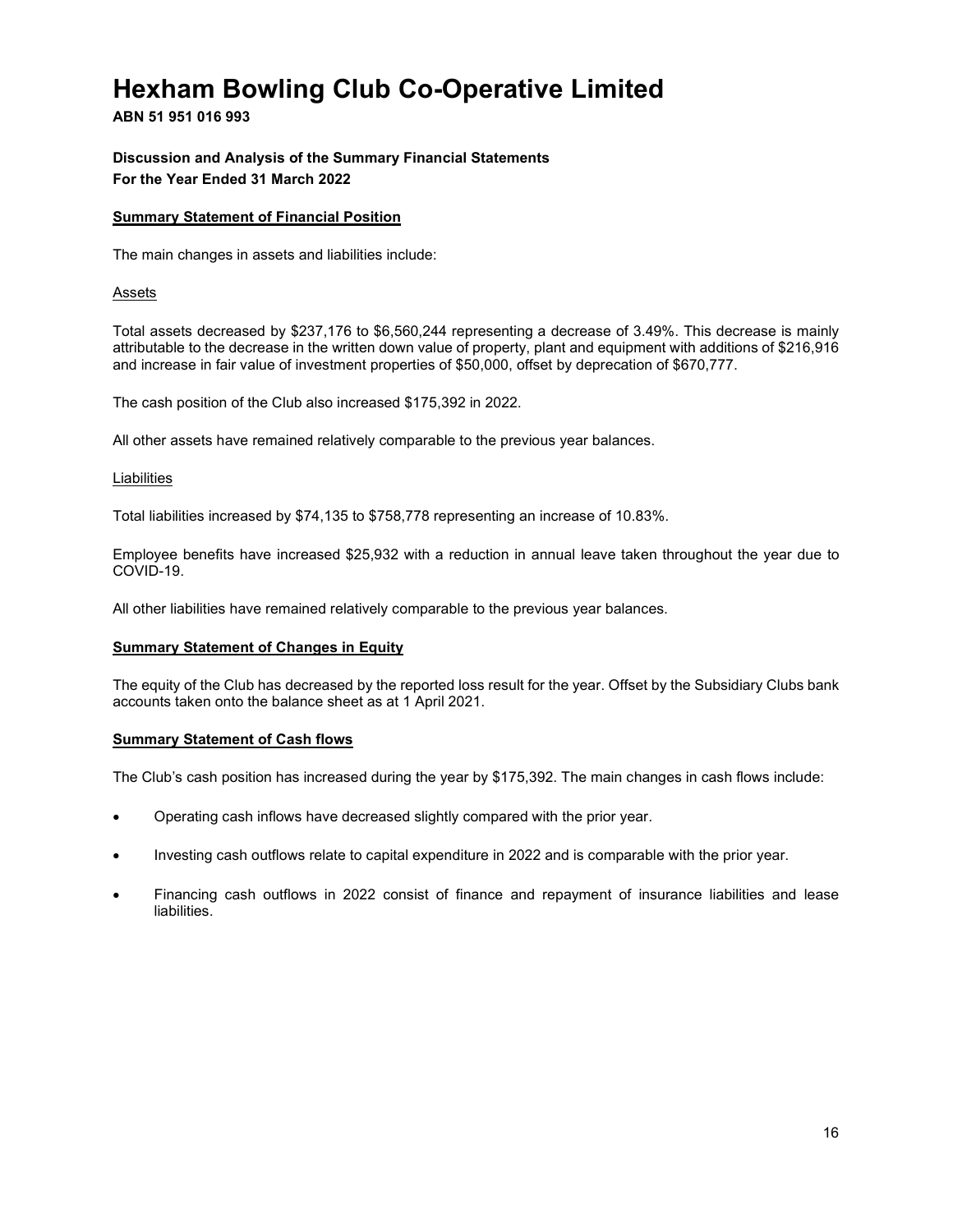# Hexham Bowling Club Co-Operative Limited

**ABN 51 951 016 993**

**Discussion and Analysis of the Summary Financial Statements**
**For the Year Ended 31 March 2022**

**Summary Statement of Financial Position**

The main changes in assets and liabilities include:

Assets

Total assets decreased by $237,176 to $6,560,244 representing a decrease of 3.49%. This decrease is mainly attributable to the decrease in the written down value of property, plant and equipment with additions of $216,916 and increase in fair value of investment properties of $50,000, offset by deprecation of $670,777.

The cash position of the Club also increased $175,392 in 2022.

All other assets have remained relatively comparable to the previous year balances.

Liabilities

Total liabilities increased by $74,135 to $758,778 representing an increase of 10.83%.

Employee benefits have increased $25,932 with a reduction in annual leave taken throughout the year due to COVID-19.

All other liabilities have remained relatively comparable to the previous year balances.

**Summary Statement of Changes in Equity**

The equity of the Club has decreased by the reported loss result for the year. Offset by the Subsidiary Clubs bank accounts taken onto the balance sheet as at 1 April 2021.

**Summary Statement of Cash flows**

The Club's cash position has increased during the year by $175,392. The main changes in cash flows include:

- Operating cash inflows have decreased slightly compared with the prior year.
- Investing cash outflows relate to capital expenditure in 2022 and is comparable with the prior year.
- Financing cash outflows in 2022 consist of finance and repayment of insurance liabilities and lease liabilities.